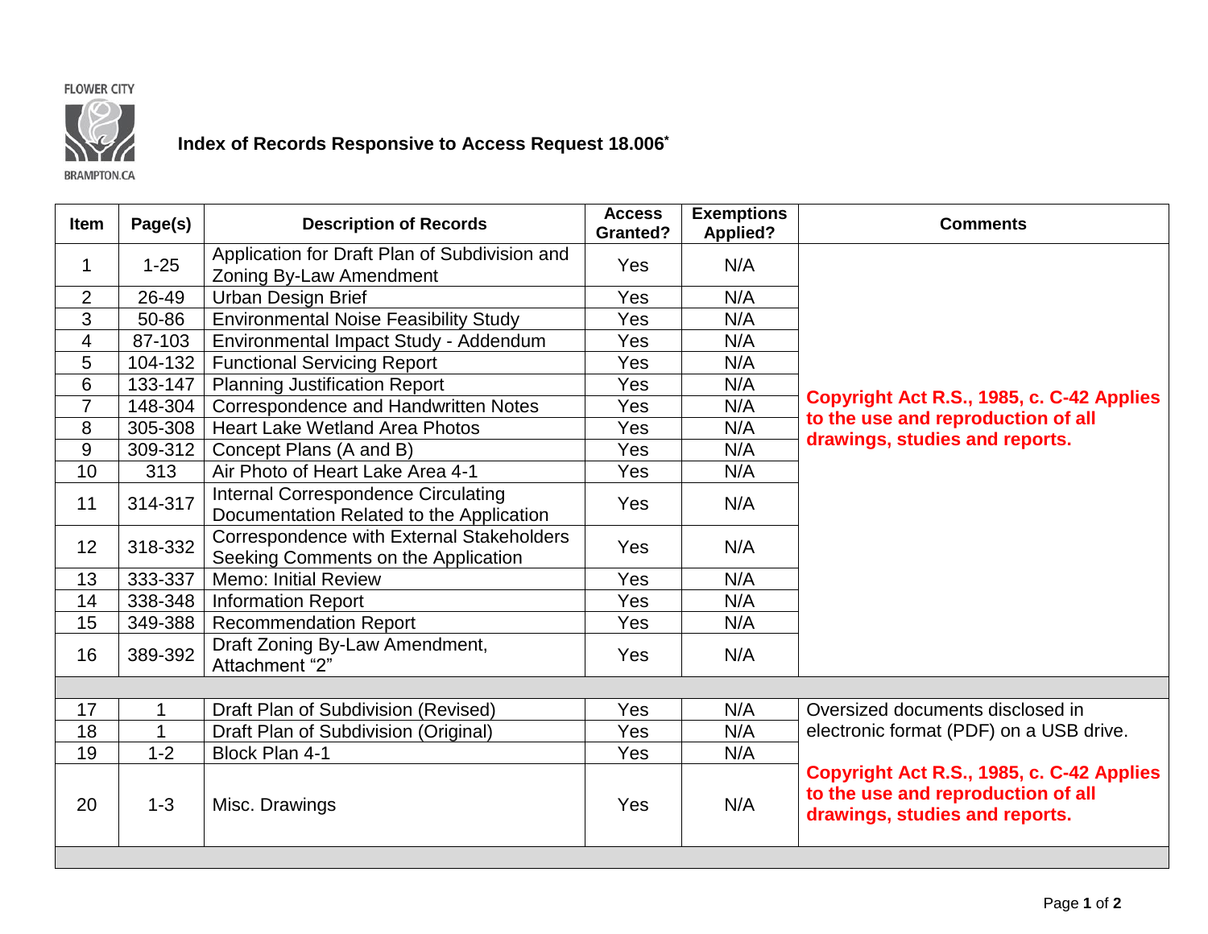FLOWER CITY

BRAMPTON.CA

## Index of Records Responsive to Access Request 18.006*

| Item | Page(s) | Description of Records | Access Granted? | Exemptions Applied? | Comments |
|---|---|---|---|---|---|
| 1 | 1-25 | Application for Draft Plan of Subdivision and Zoning By-Law Amendment | Yes | N/A | **Copyright Act R.S., 1985, c. C-42 Applies to the use and reproduction of all drawings, studies and reports.** |
| 2 | 26-49 | Urban Design Brief | Yes | N/A | |
| 3 | 50-86 | Environmental Noise Feasibility Study | Yes | N/A | |
| 4 | 87-103 | Environmental Impact Study - Addendum | Yes | N/A | |
| 5 | 104-132 | Functional Servicing Report | Yes | N/A | |
| 6 | 133-147 | Planning Justification Report | Yes | N/A | |
| 7 | 148-304 | Correspondence and Handwritten Notes | Yes | N/A | |
| 8 | 305-308 | Heart Lake Wetland Area Photos | Yes | N/A | |
| 9 | 309-312 | Concept Plans (A and B) | Yes | N/A | |
| 10 | 313 | Air Photo of Heart Lake Area 4-1 | Yes | N/A | |
| 11 | 314-317 | Internal Correspondence Circulating Documentation Related to the Application | Yes | N/A | |
| 12 | 318-332 | Correspondence with External Stakeholders Seeking Comments on the Application | Yes | N/A | |
| 13 | 333-337 | Memo: Initial Review | Yes | N/A | |
| 14 | 338-348 | Information Report | Yes | N/A | |
| 15 | 349-388 | Recommendation Report | Yes | N/A | |
| 16 | 389-392 | Draft Zoning By-Law Amendment, Attachment "2" | Yes | N/A | |
| | | | | | |
| 17 | 1 | Draft Plan of Subdivision (Revised) | Yes | N/A | Oversized documents disclosed in electronic format (PDF) on a USB drive. **Copyright Act R.S., 1985, c. C-42 Applies to the use and reproduction of all drawings, studies and reports.** |
| 18 | 1 | Draft Plan of Subdivision (Original) | Yes | N/A | |
| 19 | 1-2 | Block Plan 4-1 | Yes | N/A | |
| 20 | 1-3 | Misc. Drawings | Yes | N/A | |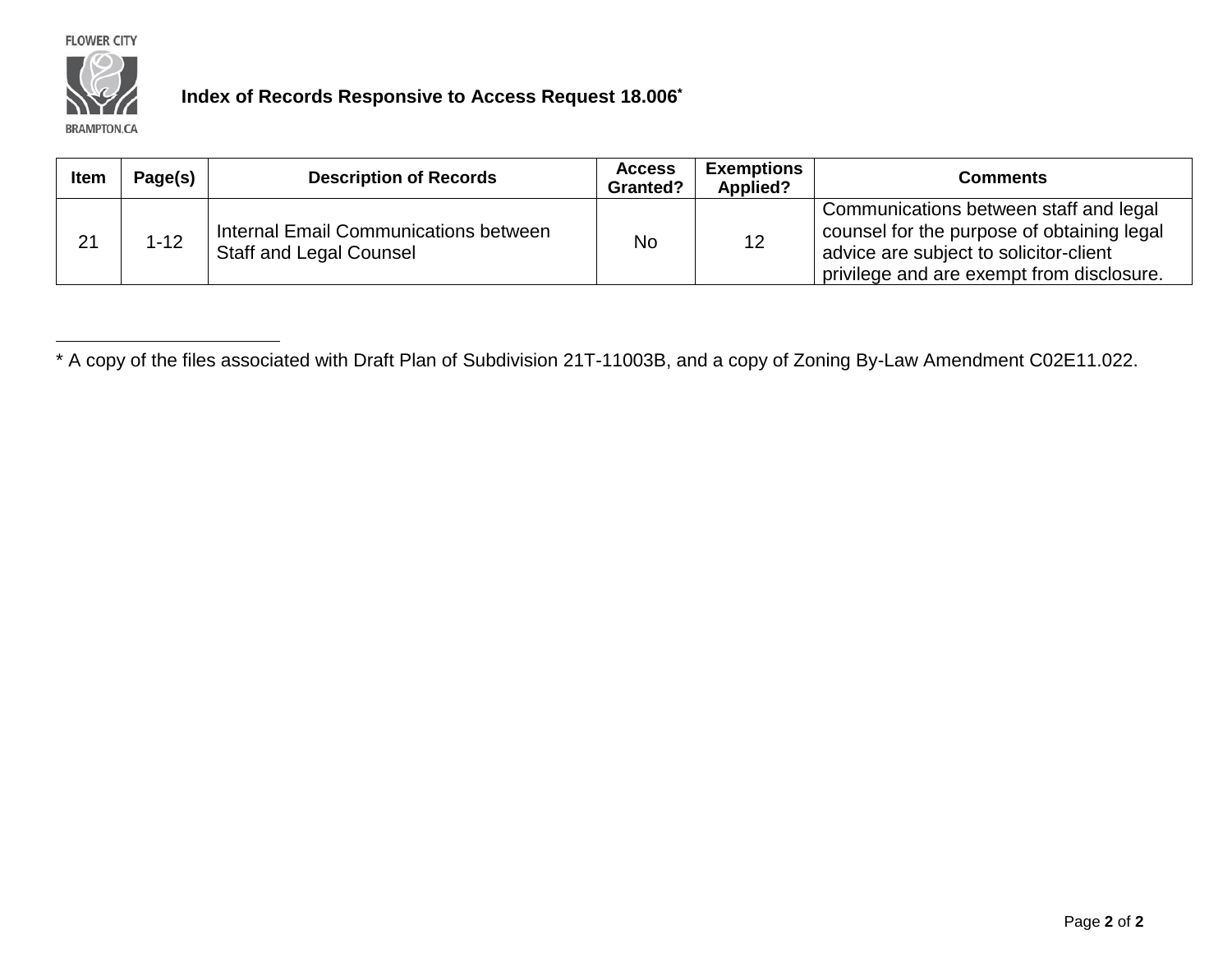FLOWER CITY

BRAMPTON.CA

**Index of Records Responsive to Access Request 18.006***

| Item | Page(s) | Description of Records | Access Granted? | Exemptions Applied? | Comments |
|---|---|---|---|---|---|
| 21 | 1-12 | Internal Email Communications between Staff and Legal Counsel | No | 12 | Communications between staff and legal counsel for the purpose of obtaining legal advice are subject to solicitor-client privilege and are exempt from disclosure. |

---

* A copy of the files associated with Draft Plan of Subdivision 21T-11003B, and a copy of Zoning By-Law Amendment C02E11.022.